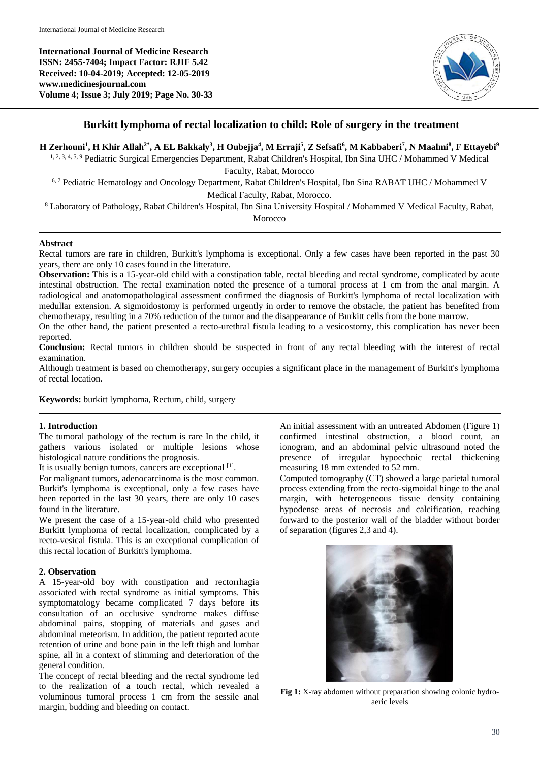International Journal of Medicine Research
ISSN: 2455-7404; Impact Factor: RJIF 5.42
Received: 10-04-2019; Accepted: 12-05-2019
www.medicinesjournal.com
Volume 4; Issue 3; July 2019; Page No. 30-33

# Burkitt lymphoma of rectal localization to child: Role of surgery in the treatment

**H Zerhouni[1], H Khir Allah[2*], A EL Bakkaly[3], H Oubejja[4], M Erraji[5], Z Sefsafi[6], M Kabbaberi[7], N Maalmi[8], F Ettayebi[9]**

[1, 2, 3, 4, 5, 9] Pediatric Surgical Emergencies Department, Rabat Children's Hospital, Ibn Sina UHC / Mohammed V Medical Faculty, Rabat, Morocco

[6, 7] Pediatric Hematology and Oncology Department, Rabat Children's Hospital, Ibn Sina RABAT UHC / Mohammed V Medical Faculty, Rabat, Morocco.

[8] Laboratory of Pathology, Rabat Children's Hospital, Ibn Sina University Hospital / Mohammed V Medical Faculty, Rabat, Morocco

## Abstract

Rectal tumors are rare in children, Burkitt's lymphoma is exceptional. Only a few cases have been reported in the past 30 years, there are only 10 cases found in the litterature.

**Observation:** This is a 15-year-old child with a constipation table, rectal bleeding and rectal syndrome, complicated by acute intestinal obstruction. The rectal examination noted the presence of a tumoral process at 1 cm from the anal margin. A radiological and anatomopathological assessment confirmed the diagnosis of Burkitt's lymphoma of rectal localization with medullar extension. A sigmoidostomy is performed urgently in order to remove the obstacle, the patient has benefited from chemotherapy, resulting in a 70% reduction of the tumor and the disappearance of Burkitt cells from the bone marrow.

On the other hand, the patient presented a recto-urethral fistula leading to a vesicostomy, this complication has never been reported.

**Conclusion:** Rectal tumors in children should be suspected in front of any rectal bleeding with the interest of rectal examination.

Although treatment is based on chemotherapy, surgery occupies a significant place in the management of Burkitt's lymphoma of rectal location.

**Keywords:** burkitt lymphoma, Rectum, child, surgery

## 1. Introduction

The tumoral pathology of the rectum is rare In the child, it gathers various isolated or multiple lesions whose histological nature conditions the prognosis.

It is usually benign tumors, cancers are exceptional [1].

For malignant tumors, adenocarcinoma is the most common. Burkit's lymphoma is exceptional, only a few cases have been reported in the last 30 years, there are only 10 cases found in the literature.

We present the case of a 15-year-old child who presented Burkitt lymphoma of rectal localization, complicated by a recto-vesical fistula. This is an exceptional complication of this rectal location of Burkitt's lymphoma.

## 2. Observation

A 15-year-old boy with constipation and rectorrhagia associated with rectal syndrome as initial symptoms. This symptomatology became complicated 7 days before its consultation of an occlusive syndrome makes diffuse abdominal pains, stopping of materials and gases and abdominal meteorism. In addition, the patient reported acute retention of urine and bone pain in the left thigh and lumbar spine, all in a context of slimming and deterioration of the general condition.

The concept of rectal bleeding and the rectal syndrome led to the realization of a touch rectal, which revealed a voluminous tumoral process 1 cm from the sessile anal margin, budding and bleeding on contact.

An initial assessment with an untreated Abdomen (Figure 1) confirmed intestinal obstruction, a blood count, an ionogram, and an abdominal pelvic ultrasound noted the presence of irregular hypoechoic rectal thickening measuring 18 mm extended to 52 mm.

Computed tomography (CT) showed a large parietal tumoral process extending from the recto-sigmoidal hinge to the anal margin, with heterogeneous tissue density containing hypodense areas of necrosis and calcification, reaching forward to the posterior wall of the bladder without border of separation (figures 2,3 and 4).

**Fig 1:** X-ray abdomen without preparation showing colonic hydro-aeric levels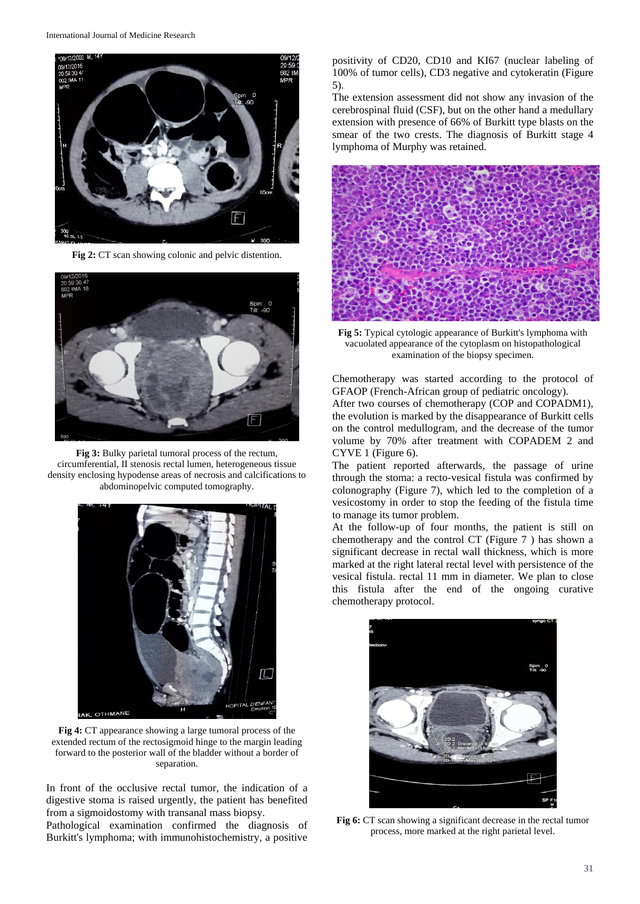**Fig 2:** CT scan showing colonic and pelvic distention.

**Fig 3:** Bulky parietal tumoral process of the rectum, circumferential, II stenosis rectal lumen, heterogeneous tissue density enclosing hypodense areas of necrosis and calcifications to abdominopelvic computed tomography.

**Fig 4:** CT appearance showing a large tumoral process of the extended rectum of the rectosigmoid hinge to the margin leading forward to the posterior wall of the bladder without a border of separation.

In front of the occlusive rectal tumor, the indication of a digestive stoma is raised urgently, the patient has benefited from a sigmoidostomy with transanal mass biopsy.

Pathological examination confirmed the diagnosis of Burkitt's lymphoma; with immunohistochemistry, a positive positivity of CD20, CD10 and KI67 (nuclear labeling of 100% of tumor cells), CD3 negative and cytokeratin (Figure 5).

The extension assessment did not show any invasion of the cerebrospinal fluid (CSF), but on the other hand a medullary extension with presence of 66% of Burkitt type blasts on the smear of the two crests. The diagnosis of Burkitt stage 4 lymphoma of Murphy was retained.

**Fig 5:** Typical cytologic appearance of Burkitt's lymphoma with vacuolated appearance of the cytoplasm on histopathological examination of the biopsy specimen.

Chemotherapy was started according to the protocol of GFAOP (French-African group of pediatric oncology).

After two courses of chemotherapy (COP and COPADM1), the evolution is marked by the disappearance of Burkitt cells on the control medullogram, and the decrease of the tumor volume by 70% after treatment with COPADEM 2 and CYVE 1 (Figure 6).

The patient reported afterwards, the passage of urine through the stoma: a recto-vesical fistula was confirmed by colonography (Figure 7), which led to the completion of a vesicostomy in order to stop the feeding of the fistula time to manage its tumor problem.

At the follow-up of four months, the patient is still on chemotherapy and the control CT (Figure 7 ) has shown a significant decrease in rectal wall thickness, which is more marked at the right lateral rectal level with persistence of the vesical fistula. rectal 11 mm in diameter. We plan to close this fistula after the end of the ongoing curative chemotherapy protocol.

**Fig 6:** CT scan showing a significant decrease in the rectal tumor process, more marked at the right parietal level.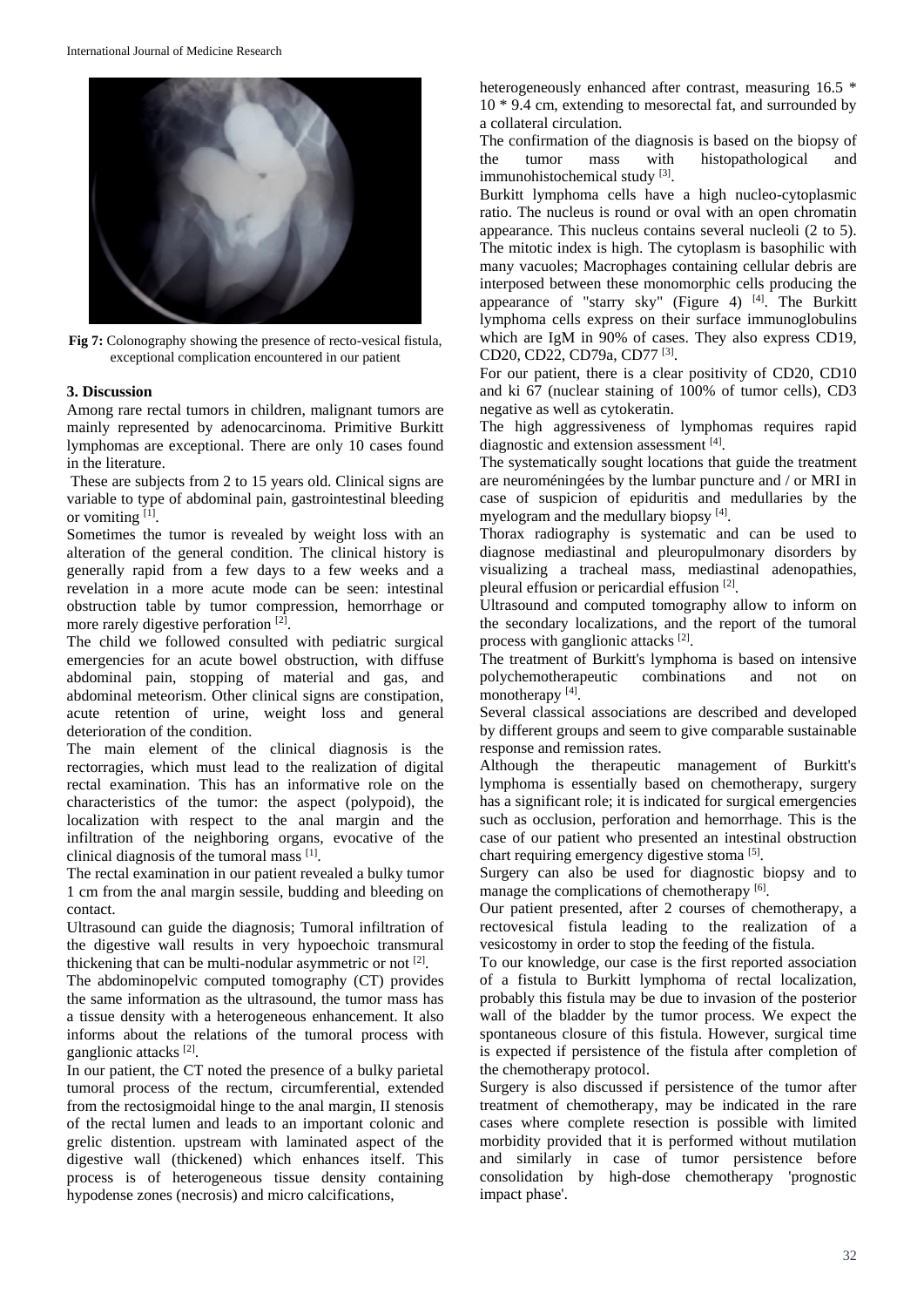Fig 7: Colonography showing the presence of recto-vesical fistula, exceptional complication encountered in our patient

## 3. Discussion

Among rare rectal tumors in children, malignant tumors are mainly represented by adenocarcinoma. Primitive Burkitt lymphomas are exceptional. There are only 10 cases found in the literature.

These are subjects from 2 to 15 years old. Clinical signs are variable to type of abdominal pain, gastrointestinal bleeding or vomiting [1].

Sometimes the tumor is revealed by weight loss with an alteration of the general condition. The clinical history is generally rapid from a few days to a few weeks and a revelation in a more acute mode can be seen: intestinal obstruction table by tumor compression, hemorrhage or more rarely digestive perforation [2].

The child we followed consulted with pediatric surgical emergencies for an acute bowel obstruction, with diffuse abdominal pain, stopping of material and gas, and abdominal meteorism. Other clinical signs are constipation, acute retention of urine, weight loss and general deterioration of the condition.

The main element of the clinical diagnosis is the rectorragies, which must lead to the realization of digital rectal examination. This has an informative role on the characteristics of the tumor: the aspect (polypoid), the localization with respect to the anal margin and the infiltration of the neighboring organs, evocative of the clinical diagnosis of the tumoral mass [1].

The rectal examination in our patient revealed a bulky tumor 1 cm from the anal margin sessile, budding and bleeding on contact.

Ultrasound can guide the diagnosis; Tumoral infiltration of the digestive wall results in very hypoechoic transmural thickening that can be multi-nodular asymmetric or not [2].

The abdominopelvic computed tomography (CT) provides the same information as the ultrasound, the tumor mass has a tissue density with a heterogeneous enhancement. It also informs about the relations of the tumoral process with ganglionic attacks [2].

In our patient, the CT noted the presence of a bulky parietal tumoral process of the rectum, circumferential, extended from the rectosigmoidal hinge to the anal margin, II stenosis of the rectal lumen and leads to an important colonic and grelic distention. upstream with laminated aspect of the digestive wall (thickened) which enhances itself. This process is of heterogeneous tissue density containing hypodense zones (necrosis) and micro calcifications, heterogeneously enhanced after contrast, measuring 16.5 * 10 * 9.4 cm, extending to mesorectal fat, and surrounded by a collateral circulation.

The confirmation of the diagnosis is based on the biopsy of the tumor mass with histopathological and immunohistochemical study [3].

Burkitt lymphoma cells have a high nucleo-cytoplasmic ratio. The nucleus is round or oval with an open chromatin appearance. This nucleus contains several nucleoli (2 to 5). The mitotic index is high. The cytoplasm is basophilic with many vacuoles; Macrophages containing cellular debris are interposed between these monomorphic cells producing the appearance of "starry sky" (Figure 4) [4]. The Burkitt lymphoma cells express on their surface immunoglobulins which are IgM in 90% of cases. They also express CD19, CD20, CD22, CD79a, CD77 [3].

For our patient, there is a clear positivity of CD20, CD10 and ki 67 (nuclear staining of 100% of tumor cells), CD3 negative as well as cytokeratin.

The high aggressiveness of lymphomas requires rapid diagnostic and extension assessment [4].

The systematically sought locations that guide the treatment are neuroméningées by the lumbar puncture and / or MRI in case of suspicion of epiduritis and medullaries by the myelogram and the medullary biopsy [4].

Thorax radiography is systematic and can be used to diagnose mediastinal and pleuropulmonary disorders by visualizing a tracheal mass, mediastinal adenopathies, pleural effusion or pericardial effusion [2].

Ultrasound and computed tomography allow to inform on the secondary localizations, and the report of the tumoral process with ganglionic attacks [2].

The treatment of Burkitt's lymphoma is based on intensive polychemotherapeutic combinations and not on monotherapy [4].

Several classical associations are described and developed by different groups and seem to give comparable sustainable response and remission rates.

Although the therapeutic management of Burkitt's lymphoma is essentially based on chemotherapy, surgery has a significant role; it is indicated for surgical emergencies such as occlusion, perforation and hemorrhage. This is the case of our patient who presented an intestinal obstruction chart requiring emergency digestive stoma [5].

Surgery can also be used for diagnostic biopsy and to manage the complications of chemotherapy [6].

Our patient presented, after 2 courses of chemotherapy, a rectovesical fistula leading to the realization of a vesicostomy in order to stop the feeding of the fistula.

To our knowledge, our case is the first reported association of a fistula to Burkitt lymphoma of rectal localization, probably this fistula may be due to invasion of the posterior wall of the bladder by the tumor process. We expect the spontaneous closure of this fistula. However, surgical time is expected if persistence of the fistula after completion of the chemotherapy protocol.

Surgery is also discussed if persistence of the tumor after treatment of chemotherapy, may be indicated in the rare cases where complete resection is possible with limited morbidity provided that it is performed without mutilation and similarly in case of tumor persistence before consolidation by high-dose chemotherapy 'prognostic impact phase'.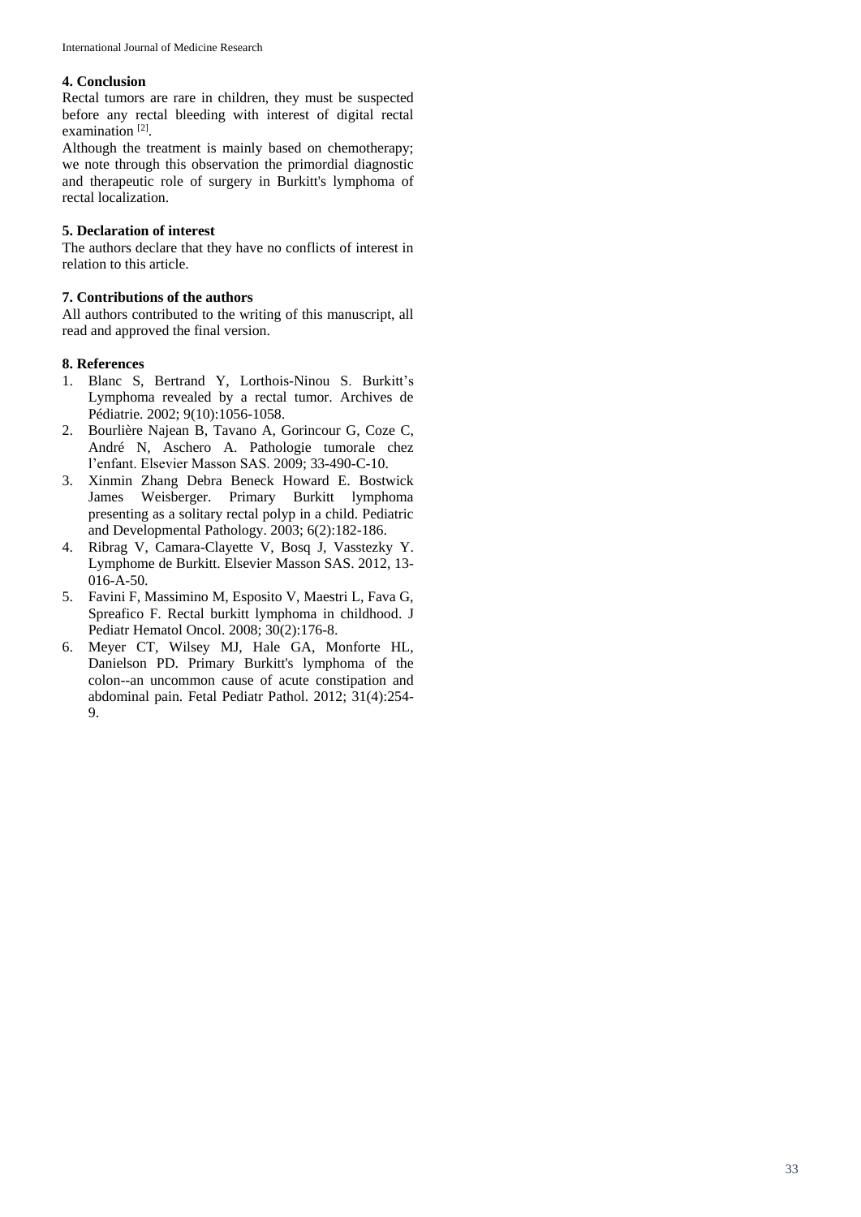## 4. Conclusion

Rectal tumors are rare in children, they must be suspected before any rectal bleeding with interest of digital rectal examination [2].

Although the treatment is mainly based on chemotherapy; we note through this observation the primordial diagnostic and therapeutic role of surgery in Burkitt's lymphoma of rectal localization.

## 5. Declaration of interest

The authors declare that they have no conflicts of interest in relation to this article.

## 7. Contributions of the authors

All authors contributed to the writing of this manuscript, all read and approved the final version.

## 8. References

1. Blanc S, Bertrand Y, Lorthois-Ninou S. Burkitt's Lymphoma revealed by a rectal tumor. Archives de Pédiatrie. 2002; 9(10):1056-1058.
2. Bourlière Najean B, Tavano A, Gorincour G, Coze C, André N, Aschero A. Pathologie tumorale chez l'enfant. Elsevier Masson SAS. 2009; 33-490-C-10.
3. Xinmin Zhang Debra Beneck Howard E. Bostwick James Weisberger. Primary Burkitt lymphoma presenting as a solitary rectal polyp in a child. Pediatric and Developmental Pathology. 2003; 6(2):182-186.
4. Ribrag V, Camara-Clayette V, Bosq J, Vasstezky Y. Lymphome de Burkitt. Elsevier Masson SAS. 2012, 13-016-A-50.
5. Favini F, Massimino M, Esposito V, Maestri L, Fava G, Spreafico F. Rectal burkitt lymphoma in childhood. J Pediatr Hematol Oncol. 2008; 30(2):176-8.
6. Meyer CT, Wilsey MJ, Hale GA, Monforte HL, Danielson PD. Primary Burkitt's lymphoma of the colon--an uncommon cause of acute constipation and abdominal pain. Fetal Pediatr Pathol. 2012; 31(4):254-9.